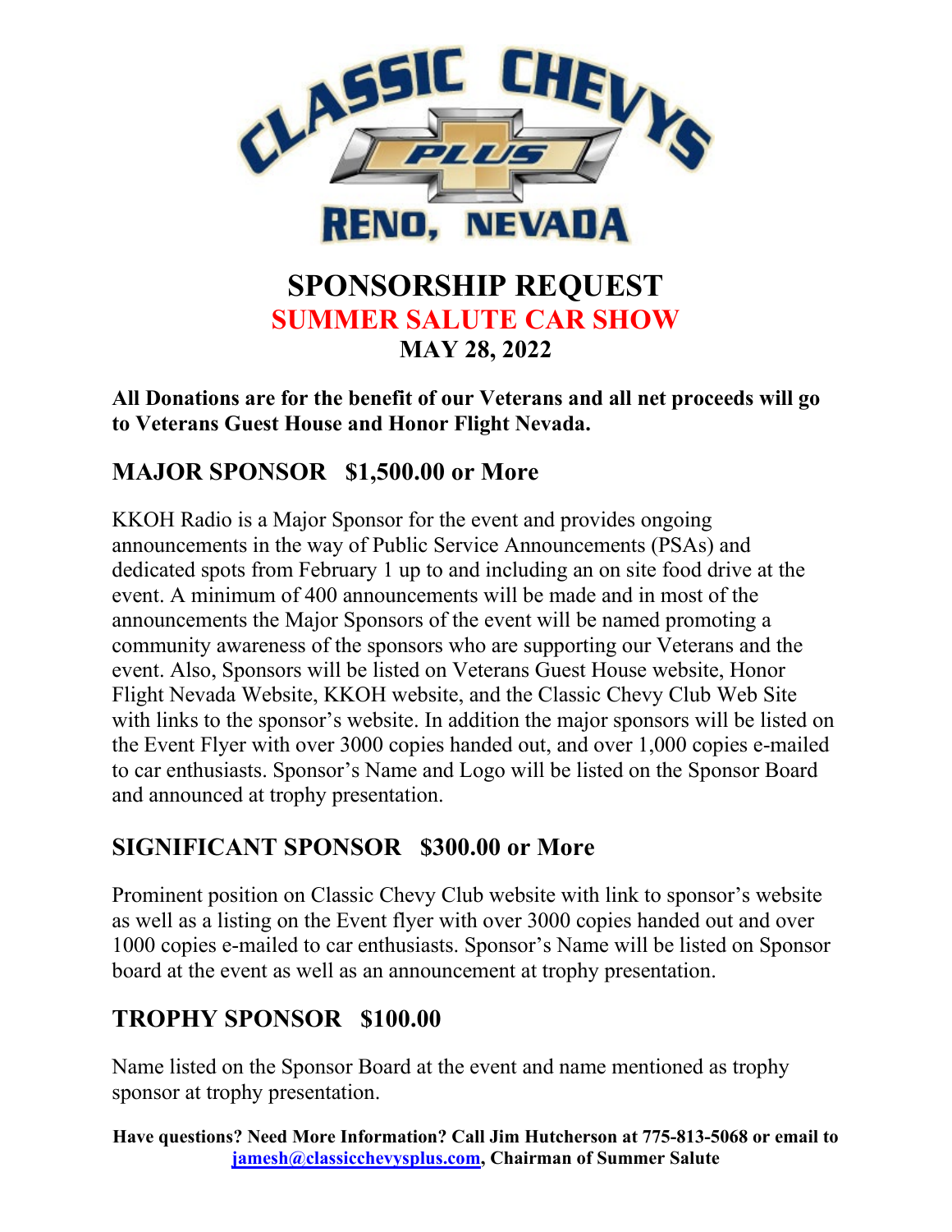# SPONSORSHIP REQUEST

## SUMMER SALUTE CAR SHOW

### MAY 28, 2022

**All Donations are for the benefit of our Veterans and all net proceeds will go to Veterans Guest House and Honor Flight Nevada.**

## MAJOR SPONSOR $1,500.00 or More

KKOH Radio is a Major Sponsor for the event and provides ongoing announcements in the way of Public Service Announcements (PSAs) and dedicated spots from February 1 up to and including an on site food drive at the event. A minimum of 400 announcements will be made and in most of the announcements the Major Sponsors of the event will be named promoting a community awareness of the sponsors who are supporting our Veterans and the event. Also, Sponsors will be listed on Veterans Guest House website, Honor Flight Nevada Website, KKOH website, and the Classic Chevy Club Web Site with links to the sponsor's website. In addition the major sponsors will be listed on the Event Flyer with over 3000 copies handed out, and over 1,000 copies e-mailed to car enthusiasts. Sponsor's Name and Logo will be listed on the Sponsor Board and announced at trophy presentation.

## SIGNIFICANT SPONSOR $300.00 or More

Prominent position on Classic Chevy Club website with link to sponsor's website as well as a listing on the Event flyer with over 3000 copies handed out and over 1000 copies e-mailed to car enthusiasts. Sponsor's Name will be listed on Sponsor board at the event as well as an announcement at trophy presentation.

## TROPHY SPONSOR $100.00

Name listed on the Sponsor Board at the event and name mentioned as trophy sponsor at trophy presentation.

**Have questions? Need More Information? Call Jim Hutcherson at 775-813-5068 or email to [jamesh@classicchevysplus.com](mailto:jamesh@classicchevysplus.com), Chairman of Summer Salute**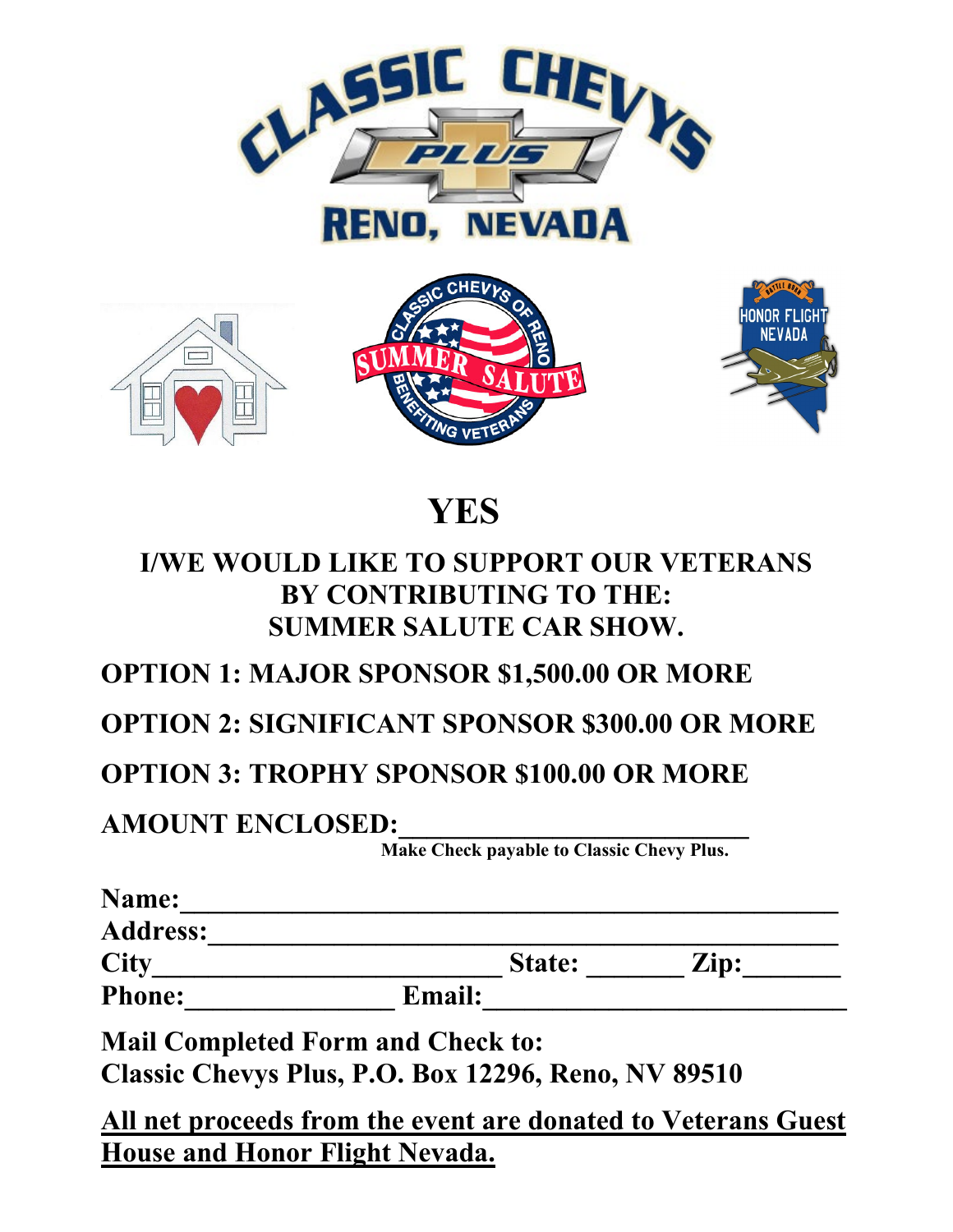# YES

## I/WE WOULD LIKE TO SUPPORT OUR VETERANS BY CONTRIBUTING TO THE: SUMMER SALUTE CAR SHOW.

**OPTION 1: MAJOR SPONSOR $1,500.00 OR MORE**

**OPTION 2: SIGNIFICANT SPONSOR $300.00 OR MORE**

**OPTION 3: TROPHY SPONSOR $100.00 OR MORE**

**AMOUNT ENCLOSED:________________________**

**Make Check payable to Classic Chevy Plus.**

**Name:______________________________________________**
**Address:____________________________________________**
**City________________________ State: _______ Zip:_______**
**Phone:_______________ Email:__________________________**

**Mail Completed Form and Check to:**
**Classic Chevys Plus, P.O. Box 12296, Reno, NV 89510**

**<u>All net proceeds from the event are donated to Veterans Guest House and Honor Flight Nevada.</u>**